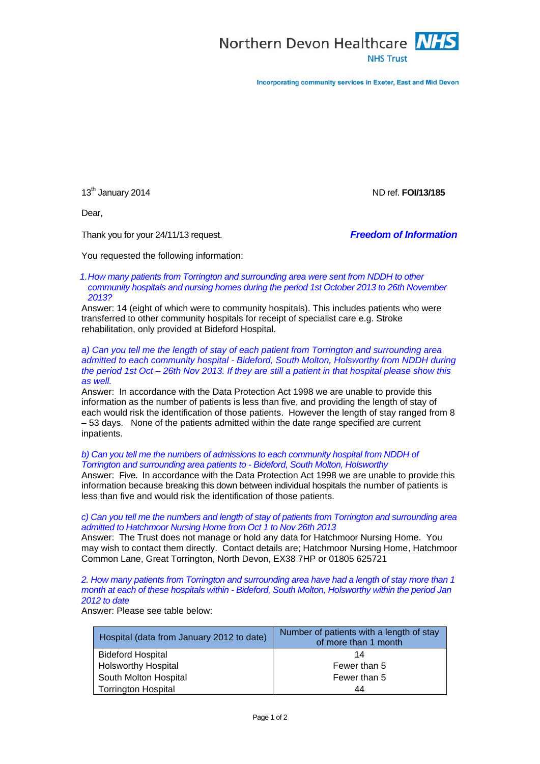Northern Devon Healthcare NHS Trust

Incorporating community services in Exeter, East and Mid Devon

13th January 2014

ND ref. **FOI/13/185**

Dear,

Thank you for your 24/11/13 request.

***Freedom of Information***

You requested the following information:

1. *How many patients from Torrington and surrounding area were sent from NDDH to other community hospitals and nursing homes during the period 1st October 2013 to 26th November 2013?*

Answer: 14 (eight of which were to community hospitals). This includes patients who were transferred to other community hospitals for receipt of specialist care e.g. Stroke rehabilitation, only provided at Bideford Hospital.

*a) Can you tell me the length of stay of each patient from Torrington and surrounding area admitted to each community hospital - Bideford, South Molton, Holsworthy from NDDH during the period 1st Oct – 26th Nov 2013. If they are still a patient in that hospital please show this as well.*

Answer: In accordance with the Data Protection Act 1998 we are unable to provide this information as the number of patients is less than five, and providing the length of stay of each would risk the identification of those patients. However the length of stay ranged from 8 – 53 days. None of the patients admitted within the date range specified are current inpatients.

*b) Can you tell me the numbers of admissions to each community hospital from NDDH of Torrington and surrounding area patients to - Bideford, South Molton, Holsworthy*

Answer: Five. In accordance with the Data Protection Act 1998 we are unable to provide this information because breaking this down between individual hospitals the number of patients is less than five and would risk the identification of those patients.

*c) Can you tell me the numbers and length of stay of patients from Torrington and surrounding area admitted to Hatchmoor Nursing Home from Oct 1 to Nov 26th 2013*

Answer: The Trust does not manage or hold any data for Hatchmoor Nursing Home. You may wish to contact them directly. Contact details are; Hatchmoor Nursing Home, Hatchmoor Common Lane, Great Torrington, North Devon, EX38 7HP or 01805 625721

*2. How many patients from Torrington and surrounding area have had a length of stay more than 1 month at each of these hospitals within - Bideford, South Molton, Holsworthy within the period Jan 2012 to date*

Answer: Please see table below:

| Hospital (data from January 2012 to date) | Number of patients with a length of stay of more than 1 month |
|---|---|
| Bideford Hospital | 14 |
| Holsworthy Hospital | Fewer than 5 |
| South Molton Hospital | Fewer than 5 |
| Torrington Hospital | 44 |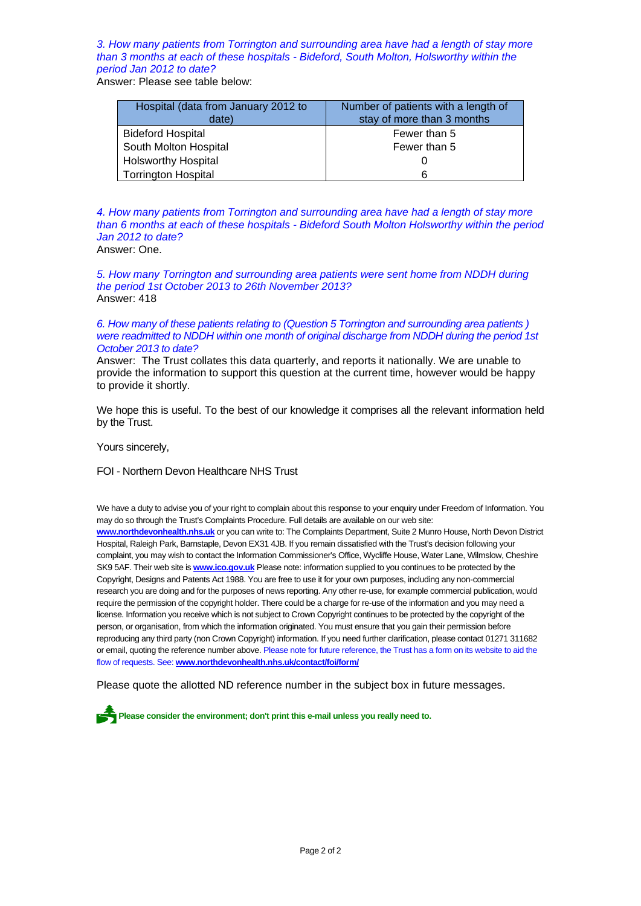*3. How many patients from Torrington and surrounding area have had a length of stay more than 3 months at each of these hospitals - Bideford, South Molton, Holsworthy within the period Jan 2012 to date?*
Answer: Please see table below:

| Hospital (data from January 2012 to date) | Number of patients with a length of stay of more than 3 months |
|---|---|
| Bideford Hospital | Fewer than 5 |
| South Molton Hospital | Fewer than 5 |
| Holsworthy Hospital | 0 |
| Torrington Hospital | 6 |

*4. How many patients from Torrington and surrounding area have had a length of stay more than 6 months at each of these hospitals - Bideford South Molton Holsworthy within the period Jan 2012 to date?*
Answer: One.

*5. How many Torrington and surrounding area patients were sent home from NDDH during the period 1st October 2013 to 26th November 2013?*
Answer: 418

*6. How many of these patients relating to (Question 5 Torrington and surrounding area patients ) were readmitted to NDDH within one month of original discharge from NDDH during the period 1st October 2013 to date?*
Answer: The Trust collates this data quarterly, and reports it nationally. We are unable to provide the information to support this question at the current time, however would be happy to provide it shortly.

We hope this is useful. To the best of our knowledge it comprises all the relevant information held by the Trust.

Yours sincerely,

FOI - Northern Devon Healthcare NHS Trust

We have a duty to advise you of your right to complain about this response to your enquiry under Freedom of Information. You may do so through the Trust's Complaints Procedure. Full details are available on our web site: **www.northdevonhealth.nhs.uk** or you can write to: The Complaints Department, Suite 2 Munro House, North Devon District Hospital, Raleigh Park, Barnstaple, Devon EX31 4JB. If you remain dissatisfied with the Trust's decision following your complaint, you may wish to contact the Information Commissioner's Office, Wycliffe House, Water Lane, Wilmslow, Cheshire SK9 5AF. Their web site is **www.ico.gov.uk** Please note: information supplied to you continues to be protected by the Copyright, Designs and Patents Act 1988. You are free to use it for your own purposes, including any non-commercial research you are doing and for the purposes of news reporting. Any other re-use, for example commercial publication, would require the permission of the copyright holder. There could be a charge for re-use of the information and you may need a license. Information you receive which is not subject to Crown Copyright continues to be protected by the copyright of the person, or organisation, from which the information originated. You must ensure that you gain their permission before reproducing any third party (non Crown Copyright) information. If you need further clarification, please contact 01271 311682 or email, quoting the reference number above. Please note for future reference, the Trust has a form on its website to aid the flow of requests. See: **www.northdevonhealth.nhs.uk/contact/foi/form/**

Please quote the allotted ND reference number in the subject box in future messages.

**Please consider the environment; don't print this e-mail unless you really need to.**